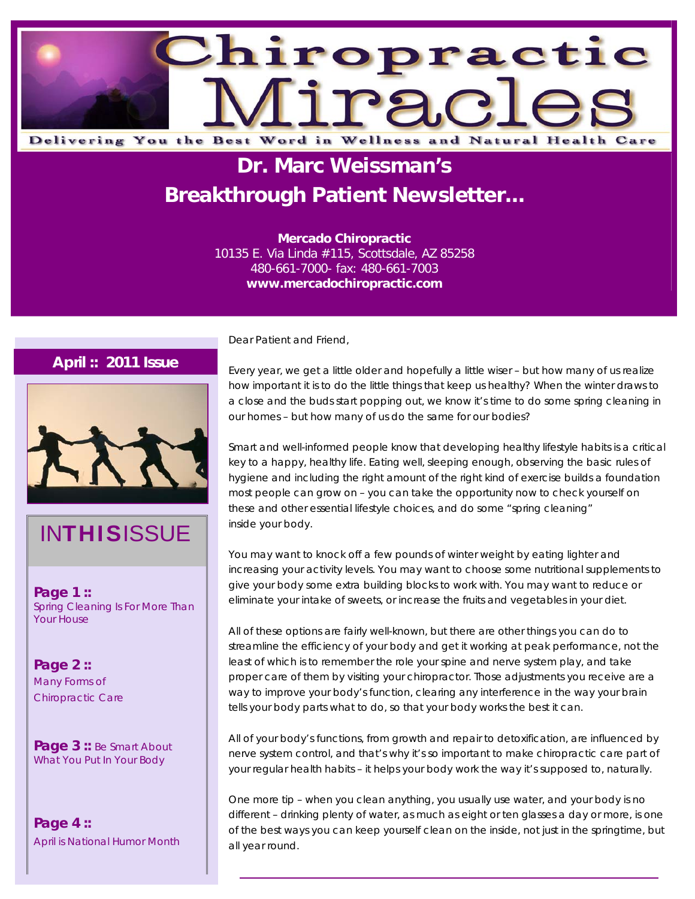# Chiropractic Miracles

Delivering You the Best Word in Wellness and Natural Health Care

## Dr. Marc Weissman's Breakthrough Patient Newsletter...

**Mercado Chiropractic**
10135 E. Via Linda #115, Scottsdale, AZ 85258
480-661-7000- fax: 480-661-7003
**www.mercadochiropractic.com**

**April :: 2011 Issue**

## IN**THIS**ISSUE

**Page 1 ::** Spring Cleaning Is For More Than Your House

**Page 2 ::** Many Forms of Chiropractic Care

**Page 3 ::** Be Smart About What You Put In Your Body

**Page 4 ::** April is National Humor Month

Dear Patient and Friend,

Every year, we get a little older and hopefully a little wiser – but how many of us realize how important it is to do the little things that keep us healthy? When the winter draws to a close and the buds start popping out, we know it's time to do some spring cleaning in our homes – but how many of us do the same for our bodies?

Smart and well-informed people know that developing healthy lifestyle habits is a critical key to a happy, healthy life. Eating well, sleeping enough, observing the basic rules of hygiene and including the right amount of the right kind of exercise builds a foundation most people can grow on – you can take the opportunity now to check yourself on these and other essential lifestyle choices, and do some "spring cleaning" inside your body.

You may want to knock off a few pounds of winter weight by eating lighter and increasing your activity levels. You may want to choose some nutritional supplements to give your body some extra building blocks to work with. You may want to reduce or eliminate your intake of sweets, or increase the fruits and vegetables in your diet.

All of these options are fairly well-known, but there are other things you can do to streamline the efficiency of your body and get it working at peak performance, not the least of which is to remember the role your spine and nerve system play, and take proper care of them by visiting your chiropractor. Those adjustments you receive are a way to improve your body's function, clearing any interference in the way your brain tells your body parts what to do, so that your body works the best it can.

All of your body's functions, from growth and repair to detoxification, are influenced by nerve system control, and that's why it's so important to make chiropractic care part of your regular health habits – it helps your body work the way it's supposed to, naturally.

One more tip – when you clean anything, you usually use water, and your body is no different – drinking plenty of water, as much as eight or ten glasses a day or more, is one of the best ways you can keep yourself clean on the inside, not just in the springtime, but all year round.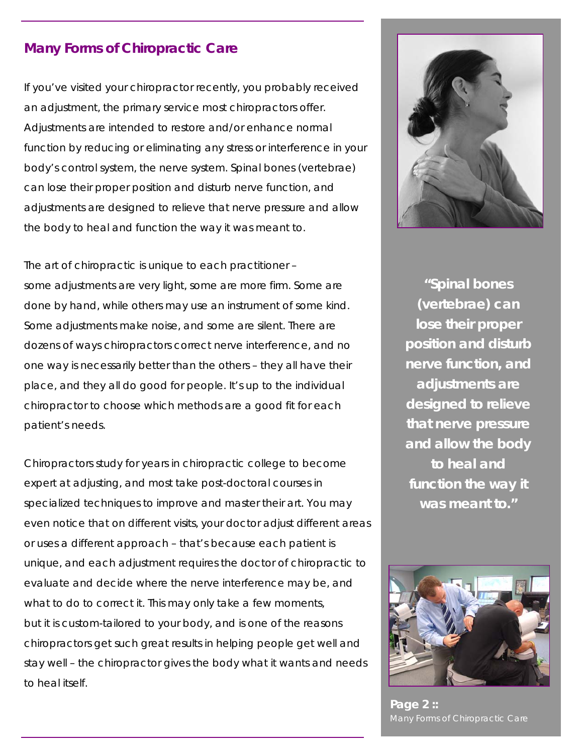## Many Forms of Chiropractic Care

If you've visited your chiropractor recently, you probably received an adjustment, the primary service most chiropractors offer. Adjustments are intended to restore and/or enhance normal function by reducing or eliminating any stress or interference in your body's control system, the nerve system. Spinal bones (vertebrae) can lose their proper position and disturb nerve function, and adjustments are designed to relieve that nerve pressure and allow the body to heal and function the way it was meant to.

The art of chiropractic is unique to each practitioner – some adjustments are very light, some are more firm. Some are done by hand, while others may use an instrument of some kind. Some adjustments make noise, and some are silent. There are dozens of ways chiropractors correct nerve interference, and no one way is necessarily better than the others – they all have their place, and they all do good for people. It's up to the individual chiropractor to choose which methods are a good fit for each patient's needs.

Chiropractors study for years in chiropractic college to become expert at adjusting, and most take post-doctoral courses in specialized techniques to improve and master their art. You may even notice that on different visits, your doctor adjust different areas or uses a different approach – that's because each patient is unique, and each adjustment requires the doctor of chiropractic to evaluate and decide where the nerve interference may be, and what to do to correct it. This may only take a few moments, but it is custom-tailored to your body, and is one of the reasons chiropractors get such great results in helping people get well and stay well – the chiropractor gives the body what it wants and needs to heal itself.

**"Spinal bones (vertebrae) can lose their proper position and disturb nerve function, and adjustments are designed to relieve that nerve pressure and allow the body to heal and function the way it was meant to."**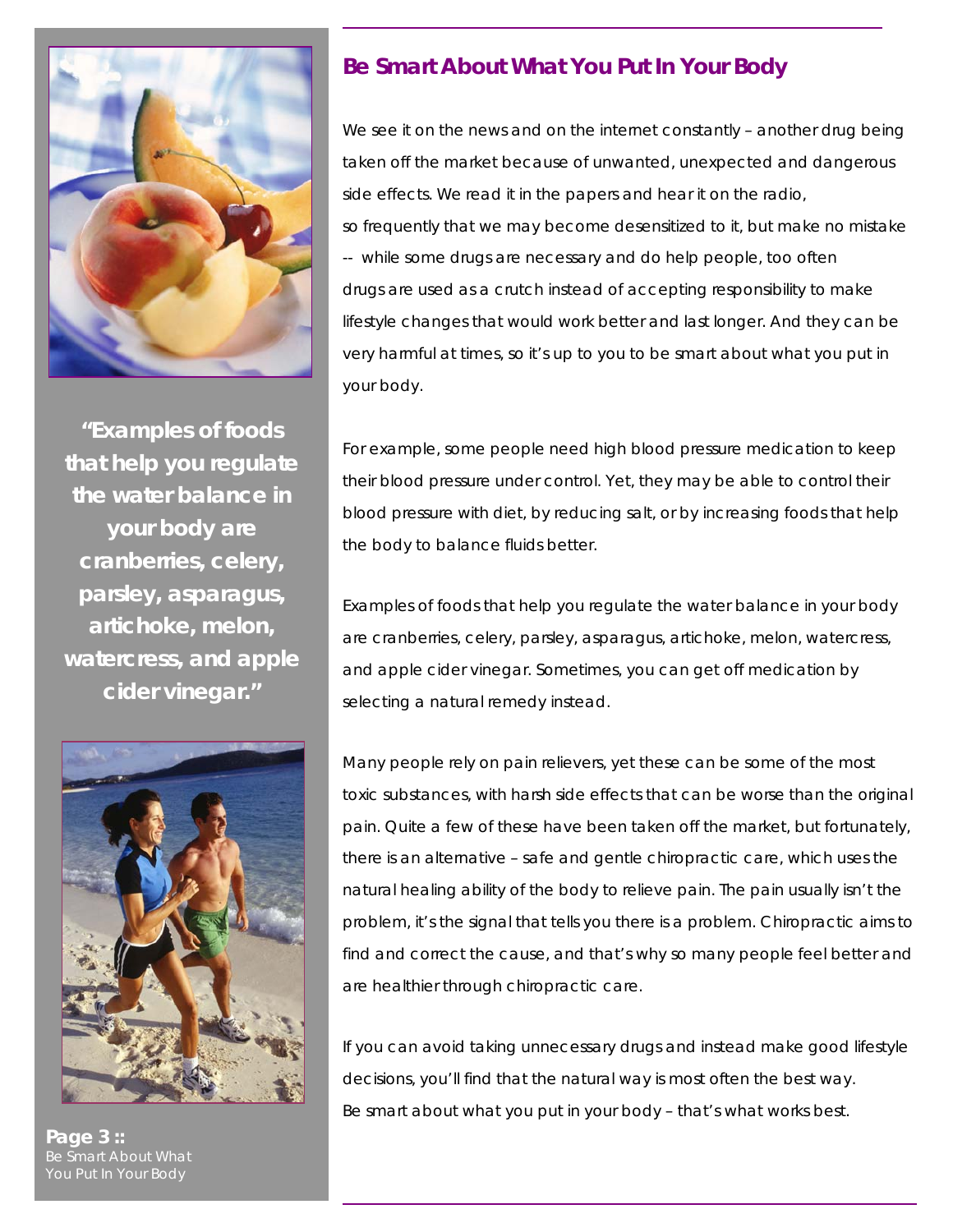## Be Smart About What You Put In Your Body

We see it on the news and on the internet constantly – another drug being taken off the market because of unwanted, unexpected and dangerous side effects. We read it in the papers and hear it on the radio, so frequently that we may become desensitized to it, but make no mistake -- while some drugs are necessary and do help people, too often drugs are used as a crutch instead of accepting responsibility to make lifestyle changes that would work better and last longer. And they can be very harmful at times, so it's up to you to be smart about what you put in your body.

For example, some people need high blood pressure medication to keep their blood pressure under control. Yet, they may be able to control their blood pressure with diet, by reducing salt, or by increasing foods that help the body to balance fluids better.

Examples of foods that help you regulate the water balance in your body are cranberries, celery, parsley, asparagus, artichoke, melon, watercress, and apple cider vinegar. Sometimes, you can get off medication by selecting a natural remedy instead.

**"Examples of foods that help you regulate the water balance in your body are cranberries, celery, parsley, asparagus, artichoke, melon, watercress, and apple cider vinegar."**

Many people rely on pain relievers, yet these can be some of the most toxic substances, with harsh side effects that can be worse than the original pain. Quite a few of these have been taken off the market, but fortunately, there is an alternative – safe and gentle chiropractic care, which uses the natural healing ability of the body to relieve pain. The pain usually isn't the problem, it's the signal that tells you there is a problem. Chiropractic aims to find and correct the cause, and that's why so many people feel better and are healthier through chiropractic care.

If you can avoid taking unnecessary drugs and instead make good lifestyle decisions, you'll find that the natural way is most often the best way. Be smart about what you put in your body – that's what works best.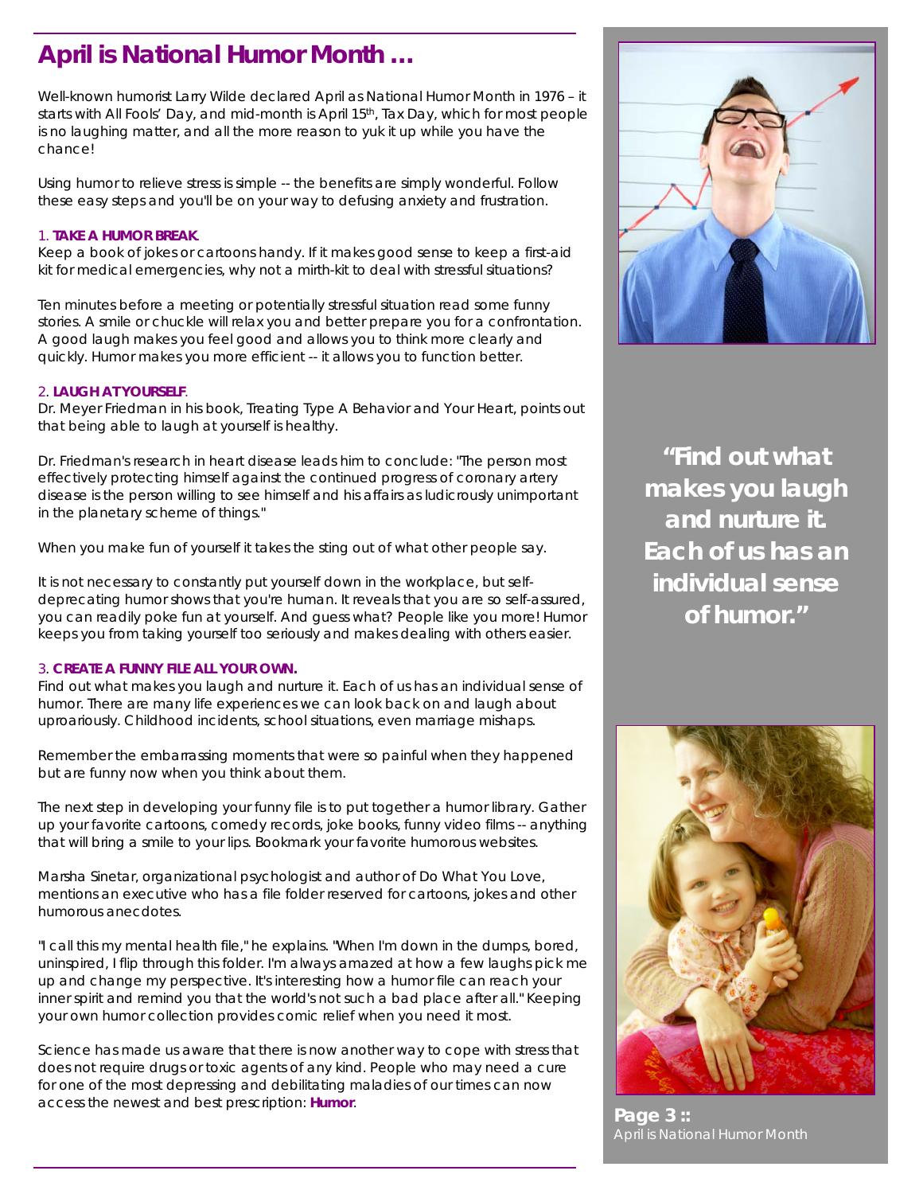# April is National Humor Month …

Well-known humorist Larry Wilde declared April as National Humor Month in 1976 – it starts with All Fools' Day, and mid-month is April 15th, Tax Day, which for most people is no laughing matter, and all the more reason to yuk it up while you have the chance!

Using humor to relieve stress is simple -- the benefits are simply wonderful. Follow these easy steps and you'll be on your way to defusing anxiety and frustration.

1. **TAKE A HUMOR BREAK**.
Keep a book of jokes or cartoons handy. If it makes good sense to keep a first-aid kit for medical emergencies, why not a mirth-kit to deal with stressful situations?

Ten minutes before a meeting or potentially stressful situation read some funny stories. A smile or chuckle will relax you and better prepare you for a confrontation. A good laugh makes you feel good and allows you to think more clearly and quickly. Humor makes you more efficient -- it allows you to function better.

2. **LAUGH AT YOURSELF**.
Dr. Meyer Friedman in his book, Treating Type A Behavior and Your Heart, points out that being able to laugh at yourself is healthy.

Dr. Friedman's research in heart disease leads him to conclude: "The person most effectively protecting himself against the continued progress of coronary artery disease is the person willing to see himself and his affairs as ludicrously unimportant in the planetary scheme of things."

When you make fun of yourself it takes the sting out of what other people say.

It is not necessary to constantly put yourself down in the workplace, but self-deprecating humor shows that you're human. It reveals that you are so self-assured, you can readily poke fun at yourself. And guess what? People like you more! Humor keeps you from taking yourself too seriously and makes dealing with others easier.

3. **CREATE A FUNNY FILE ALL YOUR OWN.**
Find out what makes you laugh and nurture it. Each of us has an individual sense of humor. There are many life experiences we can look back on and laugh about uproariously. Childhood incidents, school situations, even marriage mishaps.

Remember the embarrassing moments that were so painful when they happened but are funny now when you think about them.

The next step in developing your funny file is to put together a humor library. Gather up your favorite cartoons, comedy records, joke books, funny video films -- anything that will bring a smile to your lips. Bookmark your favorite humorous websites.

Marsha Sinetar, organizational psychologist and author of Do What You Love, mentions an executive who has a file folder reserved for cartoons, jokes and other humorous anecdotes.

"I call this my mental health file," he explains. "When I'm down in the dumps, bored, uninspired, I flip through this folder. I'm always amazed at how a few laughs pick me up and change my perspective. It's interesting how a humor file can reach your inner spirit and remind you that the world's not such a bad place after all." Keeping your own humor collection provides comic relief when you need it most.

Science has made us aware that there is now another way to cope with stress that does not require drugs or toxic agents of any kind. People who may need a cure for one of the most depressing and debilitating maladies of our times can now access the newest and best prescription: **Humor**.

**"Find out what makes you laugh and nurture it. Each of us has an individual sense of humor."**